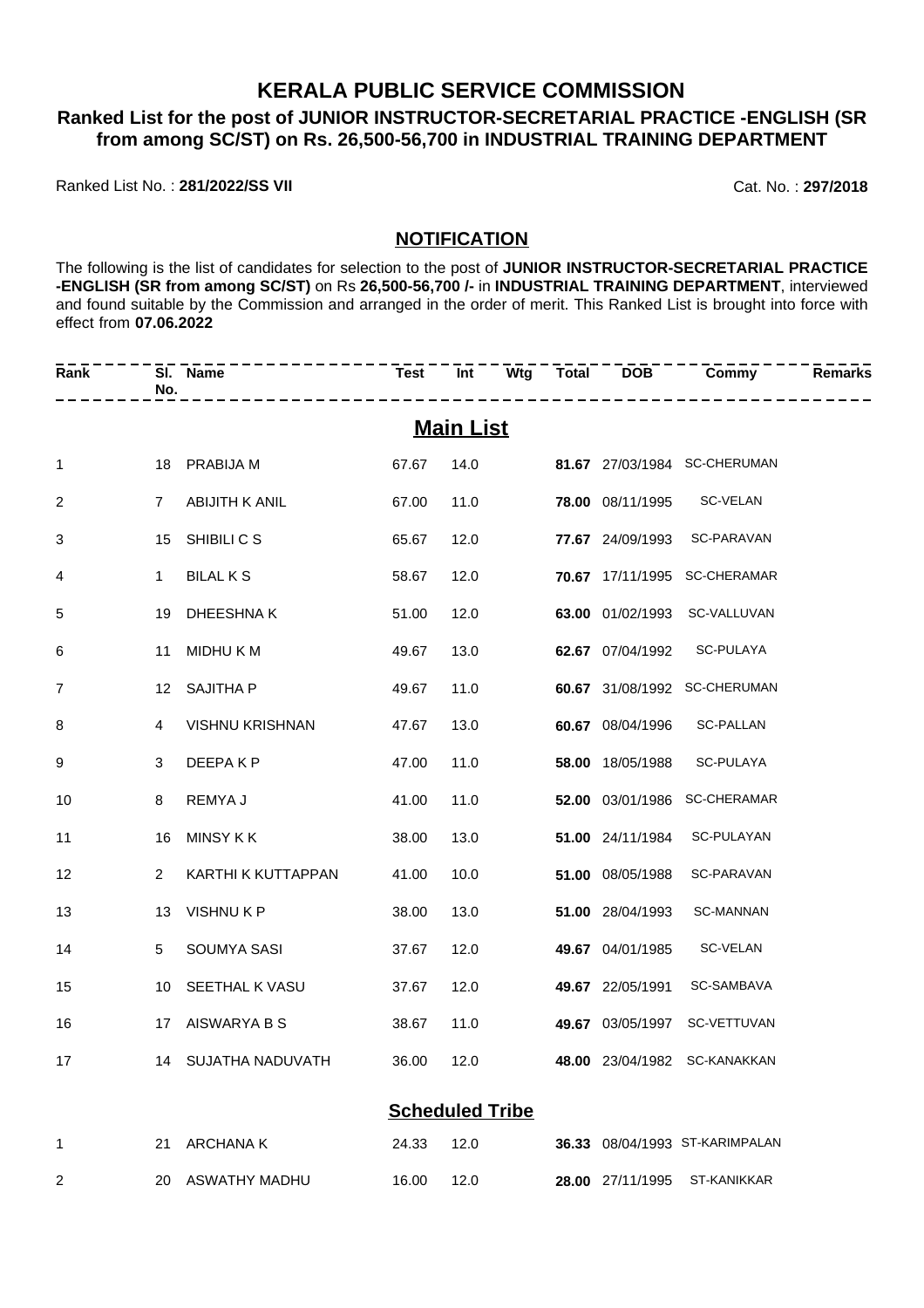# KERALA PUBLIC SERVICE COMMISSION

## Ranked List for the post of JUNIOR INSTRUCTOR-SECRETARIAL PRACTICE -ENGLISH (SR from among SC/ST) on Rs. 26,500-56,700 in INDUSTRIAL TRAINING DEPARTMENT

Ranked List No. : **281/2022/SS VII**

Cat. No. : **297/2018**

### NOTIFICATION

The following is the list of candidates for selection to the post of **JUNIOR INSTRUCTOR-SECRETARIAL PRACTICE -ENGLISH (SR from among SC/ST)** on Rs **26,500-56,700 /-** in **INDUSTRIAL TRAINING DEPARTMENT**, interviewed and found suitable by the Commission and arranged in the order of merit. This Ranked List is brought into force with effect from **07.06.2022**

| Rank | Sl. No. | Name | Test | Int | Wtg | Total | DOB | Commy | Remarks |
|---|---|---|---|---|---|---|---|---|---|
| | | **Main List** | | | | | | | |
| 1 | 18 | PRABIJA M | 67.67 | 14.0 | | **81.67** | 27/03/1984 | SC-CHERUMAN | |
| 2 | 7 | ABIJITH K ANIL | 67.00 | 11.0 | | **78.00** | 08/11/1995 | SC-VELAN | |
| 3 | 15 | SHIBILI C S | 65.67 | 12.0 | | **77.67** | 24/09/1993 | SC-PARAVAN | |
| 4 | 1 | BILAL K S | 58.67 | 12.0 | | **70.67** | 17/11/1995 | SC-CHERAMAR | |
| 5 | 19 | DHEESHNA K | 51.00 | 12.0 | | **63.00** | 01/02/1993 | SC-VALLUVAN | |
| 6 | 11 | MIDHU K M | 49.67 | 13.0 | | **62.67** | 07/04/1992 | SC-PULAYA | |
| 7 | 12 | SAJITHA P | 49.67 | 11.0 | | **60.67** | 31/08/1992 | SC-CHERUMAN | |
| 8 | 4 | VISHNU KRISHNAN | 47.67 | 13.0 | | **60.67** | 08/04/1996 | SC-PALLAN | |
| 9 | 3 | DEEPA K P | 47.00 | 11.0 | | **58.00** | 18/05/1988 | SC-PULAYA | |
| 10 | 8 | REMYA J | 41.00 | 11.0 | | **52.00** | 03/01/1986 | SC-CHERAMAR | |
| 11 | 16 | MINSY K K | 38.00 | 13.0 | | **51.00** | 24/11/1984 | SC-PULAYAN | |
| 12 | 2 | KARTHI K KUTTAPPAN | 41.00 | 10.0 | | **51.00** | 08/05/1988 | SC-PARAVAN | |
| 13 | 13 | VISHNU K P | 38.00 | 13.0 | | **51.00** | 28/04/1993 | SC-MANNAN | |
| 14 | 5 | SOUMYA SASI | 37.67 | 12.0 | | **49.67** | 04/01/1985 | SC-VELAN | |
| 15 | 10 | SEETHAL K VASU | 37.67 | 12.0 | | **49.67** | 22/05/1991 | SC-SAMBAVA | |
| 16 | 17 | AISWARYA B S | 38.67 | 11.0 | | **49.67** | 03/05/1997 | SC-VETTUVAN | |
| 17 | 14 | SUJATHA NADUVATH | 36.00 | 12.0 | | **48.00** | 23/04/1982 | SC-KANAKKAN | |
| | | **Scheduled Tribe** | | | | | | | |
| 1 | 21 | ARCHANA K | 24.33 | 12.0 | | **36.33** | 08/04/1993 | ST-KARIMPALAN | |
| 2 | 20 | ASWATHY MADHU | 16.00 | 12.0 | | **28.00** | 27/11/1995 | ST-KANIKKAR | |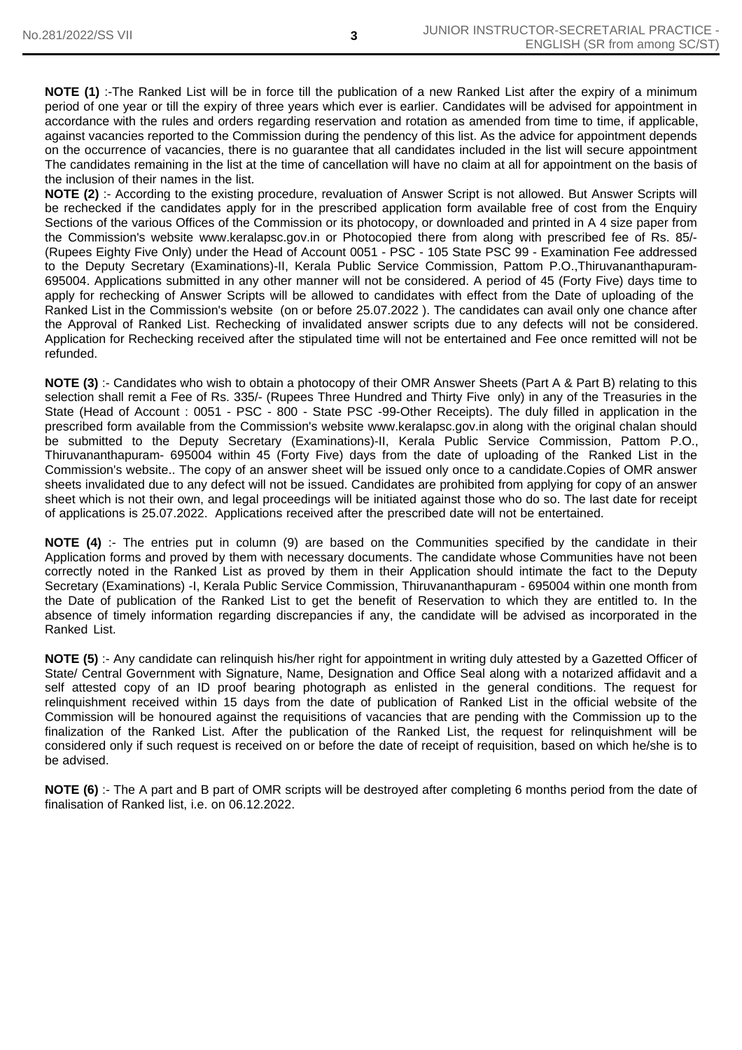**NOTE (1)** :-The Ranked List will be in force till the publication of a new Ranked List after the expiry of a minimum period of one year or till the expiry of three years which ever is earlier. Candidates will be advised for appointment in accordance with the rules and orders regarding reservation and rotation as amended from time to time, if applicable, against vacancies reported to the Commission during the pendency of this list. As the advice for appointment depends on the occurrence of vacancies, there is no guarantee that all candidates included in the list will secure appointment The candidates remaining in the list at the time of cancellation will have no claim at all for appointment on the basis of the inclusion of their names in the list.

**NOTE (2)** :- According to the existing procedure, revaluation of Answer Script is not allowed. But Answer Scripts will be rechecked if the candidates apply for in the prescribed application form available free of cost from the Enquiry Sections of the various Offices of the Commission or its photocopy, or downloaded and printed in A 4 size paper from the Commission's website www.keralapsc.gov.in or Photocopied there from along with prescribed fee of Rs. 85/- (Rupees Eighty Five Only) under the Head of Account 0051 - PSC - 105 State PSC 99 - Examination Fee addressed to the Deputy Secretary (Examinations)-II, Kerala Public Service Commission, Pattom P.O.,Thiruvananthapuram-695004. Applications submitted in any other manner will not be considered. A period of 45 (Forty Five) days time to apply for rechecking of Answer Scripts will be allowed to candidates with effect from the Date of uploading of the Ranked List in the Commission's website (on or before 25.07.2022 ). The candidates can avail only one chance after the Approval of Ranked List. Rechecking of invalidated answer scripts due to any defects will not be considered. Application for Rechecking received after the stipulated time will not be entertained and Fee once remitted will not be refunded.

**NOTE (3)** :- Candidates who wish to obtain a photocopy of their OMR Answer Sheets (Part A & Part B) relating to this selection shall remit a Fee of Rs. 335/- (Rupees Three Hundred and Thirty Five only) in any of the Treasuries in the State (Head of Account : 0051 - PSC - 800 - State PSC -99-Other Receipts). The duly filled in application in the prescribed form available from the Commission's website www.keralapsc.gov.in along with the original chalan should be submitted to the Deputy Secretary (Examinations)-II, Kerala Public Service Commission, Pattom P.O., Thiruvananthapuram- 695004 within 45 (Forty Five) days from the date of uploading of the Ranked List in the Commission's website.. The copy of an answer sheet will be issued only once to a candidate.Copies of OMR answer sheets invalidated due to any defect will not be issued. Candidates are prohibited from applying for copy of an answer sheet which is not their own, and legal proceedings will be initiated against those who do so. The last date for receipt of applications is 25.07.2022. Applications received after the prescribed date will not be entertained.

**NOTE (4)** :- The entries put in column (9) are based on the Communities specified by the candidate in their Application forms and proved by them with necessary documents. The candidate whose Communities have not been correctly noted in the Ranked List as proved by them in their Application should intimate the fact to the Deputy Secretary (Examinations) -I, Kerala Public Service Commission, Thiruvananthapuram - 695004 within one month from the Date of publication of the Ranked List to get the benefit of Reservation to which they are entitled to. In the absence of timely information regarding discrepancies if any, the candidate will be advised as incorporated in the Ranked List.

**NOTE (5)** :- Any candidate can relinquish his/her right for appointment in writing duly attested by a Gazetted Officer of State/ Central Government with Signature, Name, Designation and Office Seal along with a notarized affidavit and a self attested copy of an ID proof bearing photograph as enlisted in the general conditions. The request for relinquishment received within 15 days from the date of publication of Ranked List in the official website of the Commission will be honoured against the requisitions of vacancies that are pending with the Commission up to the finalization of the Ranked List. After the publication of the Ranked List, the request for relinquishment will be considered only if such request is received on or before the date of receipt of requisition, based on which he/she is to be advised.

**NOTE (6)** :- The A part and B part of OMR scripts will be destroyed after completing 6 months period from the date of finalisation of Ranked list, i.e. on 06.12.2022.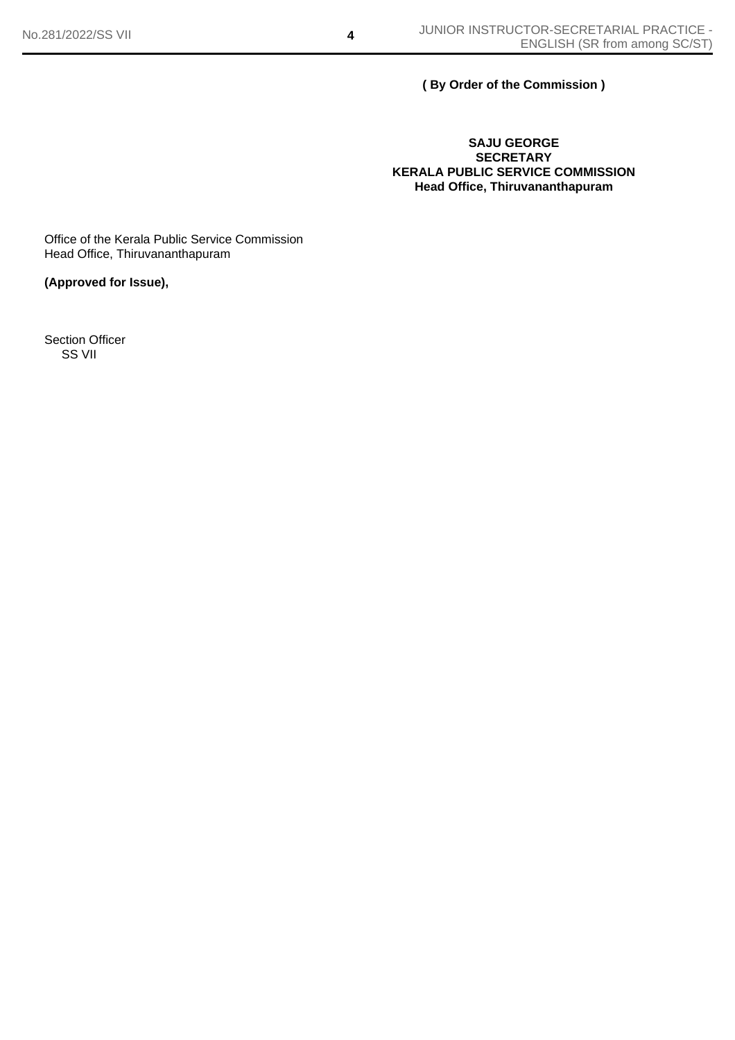**( By Order of the Commission )**

**SAJU GEORGE**
**SECRETARY**
**KERALA PUBLIC SERVICE COMMISSION**
**Head Office, Thiruvananthapuram**

Office of the Kerala Public Service Commission
Head Office, Thiruvananthapuram

**(Approved for Issue),**

Section Officer
SS VII